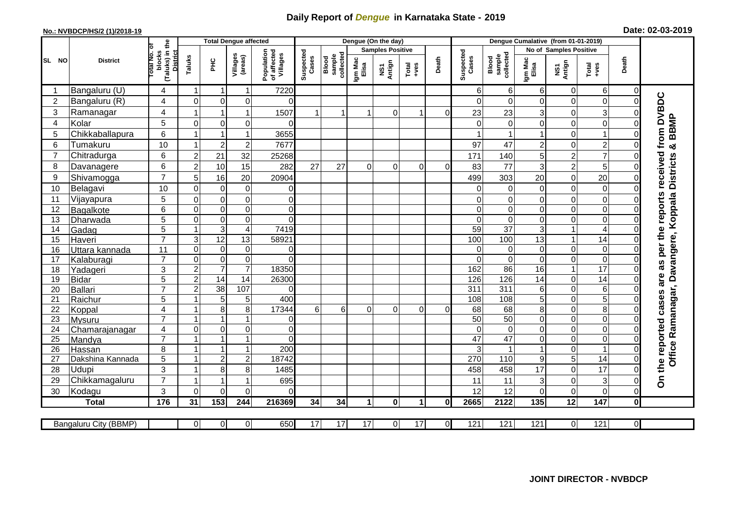# Daily Report of *Dengue* in Karnataka State - 2019

**No.: NVBDCP/HS/2 (1)/2018-19**

**Date: 02-03-2019**

| SL NO | District | Total No. of blocks (Taluks) in the District | Total Dengue affected | | | | Dengue (On the day) | | | | | | Dengue Cumalative (from 01-01-2019) | | | | | | |
|---|---|---|---|---|---|---|---|---|---|---|---|---|---|---|---|---|---|---|---|
| | | | Taluks | PHC | Villages (areas) | Population of affected Villages | Suspected Cases | Blood sample collected | Samples Positive | | | Death | Suspected Cases | Blood sample collected | No of Samples Positive | | | Death | |
| | | | | | | | | | Igm Mac Elisa | NS1 Antign | Total +ves | | | | Igm Mac Elisa | NS1 Antign | Total +ves | | |
| 1 | Bangaluru (U) | 4 | 1 | 1 | 1 | 7220 | | | | | | | 6 | 6 | 6 | 0 | 6 | 0 | On the reported cases are as per the reports received from DVBDC Office Ramanagar, Davangere, Koppala Districts & BBMP |
| 2 | Bangaluru (R) | 4 | 0 | 0 | 0 | 0 | | | | | | | 0 | 0 | 0 | 0 | 0 | 0 | |
| 3 | Ramanagar | 4 | 1 | 1 | 1 | 1507 | 1 | 1 | 1 | 0 | 1 | 0 | 23 | 23 | 3 | 0 | 3 | 0 | |
| 4 | Kolar | 5 | 0 | 0 | 0 | 0 | | | | | | | 0 | 0 | 0 | 0 | 0 | 0 | |
| 5 | Chikkaballapura | 6 | 1 | 1 | 1 | 3655 | | | | | | | 1 | 1 | 1 | 0 | 1 | 0 | |
| 6 | Tumakuru | 10 | 1 | 2 | 2 | 7677 | | | | | | | 97 | 47 | 2 | 0 | 2 | 0 | |
| 7 | Chitradurga | 6 | 2 | 21 | 32 | 25268 | | | | | | | 171 | 140 | 5 | 2 | 7 | 0 | |
| 8 | Davanagere | 6 | 2 | 10 | 15 | 282 | 27 | 27 | 0 | 0 | 0 | 0 | 83 | 77 | 3 | 2 | 5 | 0 | |
| 9 | Shivamogga | 7 | 5 | 16 | 20 | 20904 | | | | | | | 499 | 303 | 20 | 0 | 20 | 0 | |
| 10 | Belagavi | 10 | 0 | 0 | 0 | 0 | | | | | | | 0 | 0 | 0 | 0 | 0 | 0 | |
| 11 | Vijayapura | 5 | 0 | 0 | 0 | 0 | | | | | | | 0 | 0 | 0 | 0 | 0 | 0 | |
| 12 | Bagalkote | 6 | 0 | 0 | 0 | 0 | | | | | | | 0 | 0 | 0 | 0 | 0 | 0 | |
| 13 | Dharwada | 5 | 0 | 0 | 0 | 0 | | | | | | | 0 | 0 | 0 | 0 | 0 | 0 | |
| 14 | Gadag | 5 | 1 | 3 | 4 | 7419 | | | | | | | 59 | 37 | 3 | 1 | 4 | 0 | |
| 15 | Haveri | 7 | 3 | 12 | 13 | 58921 | | | | | | | 100 | 100 | 13 | 1 | 14 | 0 | |
| 16 | Uttara kannada | 11 | 0 | 0 | 0 | 0 | | | | | | | 0 | 0 | 0 | 0 | 0 | 0 | |
| 17 | Kalaburagi | 7 | 0 | 0 | 0 | 0 | | | | | | | 0 | 0 | 0 | 0 | 0 | 0 | |
| 18 | Yadageri | 3 | 2 | 7 | 7 | 18350 | | | | | | | 162 | 86 | 16 | 1 | 17 | 0 | |
| 19 | Bidar | 5 | 2 | 14 | 14 | 26300 | | | | | | | 126 | 126 | 14 | 0 | 14 | 0 | |
| 20 | Ballari | 7 | 2 | 38 | 107 | 0 | | | | | | | 311 | 311 | 6 | 0 | 6 | 0 | |
| 21 | Raichur | 5 | 1 | 5 | 5 | 400 | | | | | | | 108 | 108 | 5 | 0 | 5 | 0 | |
| 22 | Koppal | 4 | 1 | 8 | 8 | 17344 | 6 | 6 | 0 | 0 | 0 | 0 | 68 | 68 | 8 | 0 | 8 | 0 | |
| 23 | Mysuru | 7 | 1 | 1 | 1 | 0 | | | | | | | 50 | 50 | 0 | 0 | 0 | 0 | |
| 24 | Chamarajanagar | 4 | 0 | 0 | 0 | 0 | | | | | | | 0 | 0 | 0 | 0 | 0 | 0 | |
| 25 | Mandya | 7 | 1 | 1 | 1 | 0 | | | | | | | 47 | 47 | 0 | 0 | 0 | 0 | |
| 26 | Hassan | 8 | 1 | 1 | 1 | 200 | | | | | | | 3 | 1 | 1 | 0 | 1 | 0 | |
| 27 | Dakshina Kannada | 5 | 1 | 2 | 2 | 18742 | | | | | | | 270 | 110 | 9 | 5 | 14 | 0 | |
| 28 | Udupi | 3 | 1 | 8 | 8 | 1485 | | | | | | | 458 | 458 | 17 | 0 | 17 | 0 | |
| 29 | Chikkamagaluru | 7 | 1 | 1 | 1 | 695 | | | | | | | 11 | 11 | 3 | 0 | 3 | 0 | |
| 30 | Kodagu | 3 | 0 | 0 | 0 | 0 | | | | | | | 12 | 12 | 0 | 0 | 0 | 0 | |
| **Total** | | **176** | **31** | **153** | **244** | **216369** | **34** | **34** | **1** | **0** | **1** | **0** | **2665** | **2122** | **135** | **12** | **147** | **0** | |

| Bangaluru City (BBMP) | | 0 | 0 | 0 | 650 | 17 | 17 | 17 | 0 | 17 | 0 | 121 | 121 | 121 | 0 | 121 | 0 |
|---|---|---|---|---|---|---|---|---|---|---|---|---|---|---|---|---|---|

**JOINT DIRECTOR - NVBDCP**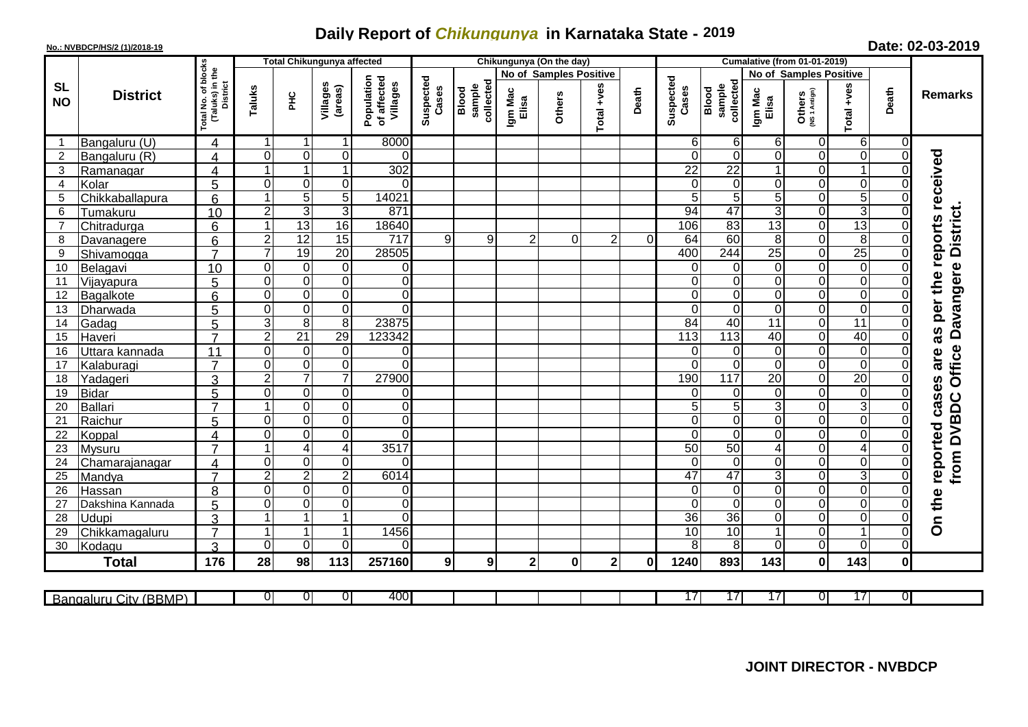# Daily Report of *Chikungunya* in Karnataka State - 2019

**No.: NVBDCP/HS/2 (1)/2018-19**

**Date: 02-03-2019**

| SL NO | District | Total No. of blocks (Taluks) in the District | Total Chikungunya affected | | | | Chikungunya (On the day) | | | | | | | Cumalative (from 01-01-2019) | | | | | | | Remarks |
|---|---|---|---|---|---|---|---|---|---|---|---|---|---|---|---|---|---|---|---|---|---|
| | | | Taluks | PHC | Villages (areas) | Population of affected Villages | Suspected Cases | Blood sample collected | No of Samples Positive | | | Death | Suspected Cases | Blood sample collected | No of Samples Positive | | | Death | |
| | | | | | | | | | Igm Mac Elisa | Others | Total +ves | | | | Igm Mac Elisa | Others (NS 1 Antign) | Total +ves | | |
| 1 | Bangaluru (U) | 4 | 1 | 1 | 1 | 8000 | | | | | | | 6 | 6 | 6 | 0 | 6 | 0 | On the reported cases are as per the reports received from DVBDC Office Davangere District. |
| 2 | Bangaluru (R) | 4 | 0 | 0 | 0 | 0 | | | | | | | 0 | 0 | 0 | 0 | 0 | 0 | |
| 3 | Ramanagar | 4 | 1 | 1 | 1 | 302 | | | | | | | 22 | 22 | 1 | 0 | 1 | 0 | |
| 4 | Kolar | 5 | 0 | 0 | 0 | 0 | | | | | | | 0 | 0 | 0 | 0 | 0 | 0 | |
| 5 | Chikkaballapura | 6 | 1 | 5 | 5 | 14021 | | | | | | | 5 | 5 | 5 | 0 | 5 | 0 | |
| 6 | Tumakuru | 10 | 2 | 3 | 3 | 871 | | | | | | | 94 | 47 | 3 | 0 | 3 | 0 | |
| 7 | Chitradurga | 6 | 1 | 13 | 16 | 18640 | | | | | | | 106 | 83 | 13 | 0 | 13 | 0 | |
| 8 | Davanagere | 6 | 2 | 12 | 15 | 717 | 9 | 9 | 2 | 0 | 2 | 0 | 64 | 60 | 8 | 0 | 8 | 0 | |
| 9 | Shivamogga | 7 | 7 | 19 | 20 | 28505 | | | | | | | 400 | 244 | 25 | 0 | 25 | 0 | |
| 10 | Belagavi | 10 | 0 | 0 | 0 | 0 | | | | | | | 0 | 0 | 0 | 0 | 0 | 0 | |
| 11 | Vijayapura | 5 | 0 | 0 | 0 | 0 | | | | | | | 0 | 0 | 0 | 0 | 0 | 0 | |
| 12 | Bagalkote | 6 | 0 | 0 | 0 | 0 | | | | | | | 0 | 0 | 0 | 0 | 0 | 0 | |
| 13 | Dharwada | 5 | 0 | 0 | 0 | 0 | | | | | | | 0 | 0 | 0 | 0 | 0 | 0 | |
| 14 | Gadag | 5 | 3 | 8 | 8 | 23875 | | | | | | | 84 | 40 | 11 | 0 | 11 | 0 | |
| 15 | Haveri | 7 | 2 | 21 | 29 | 123342 | | | | | | | 113 | 113 | 40 | 0 | 40 | 0 | |
| 16 | Uttara kannada | 11 | 0 | 0 | 0 | 0 | | | | | | | 0 | 0 | 0 | 0 | 0 | 0 | |
| 17 | Kalaburagi | 7 | 0 | 0 | 0 | 0 | | | | | | | 0 | 0 | 0 | 0 | 0 | 0 | |
| 18 | Yadageri | 3 | 2 | 7 | 7 | 27900 | | | | | | | 190 | 117 | 20 | 0 | 20 | 0 | |
| 19 | Bidar | 5 | 0 | 0 | 0 | 0 | | | | | | | 0 | 0 | 0 | 0 | 0 | 0 | |
| 20 | Ballari | 7 | 1 | 0 | 0 | 0 | | | | | | | 5 | 5 | 3 | 0 | 3 | 0 | |
| 21 | Raichur | 5 | 0 | 0 | 0 | 0 | | | | | | | 0 | 0 | 0 | 0 | 0 | 0 | |
| 22 | Koppal | 4 | 0 | 0 | 0 | 0 | | | | | | | 0 | 0 | 0 | 0 | 0 | 0 | |
| 23 | Mysuru | 7 | 1 | 4 | 4 | 3517 | | | | | | | 50 | 50 | 4 | 0 | 4 | 0 | |
| 24 | Chamarajanagar | 4 | 0 | 0 | 0 | 0 | | | | | | | 0 | 0 | 0 | 0 | 0 | 0 | |
| 25 | Mandya | 7 | 2 | 2 | 2 | 6014 | | | | | | | 47 | 47 | 3 | 0 | 3 | 0 | |
| 26 | Hassan | 8 | 0 | 0 | 0 | 0 | | | | | | | 0 | 0 | 0 | 0 | 0 | 0 | |
| 27 | Dakshina Kannada | 5 | 0 | 0 | 0 | 0 | | | | | | | 0 | 0 | 0 | 0 | 0 | 0 | |
| 28 | Udupi | 3 | 1 | 1 | 1 | 0 | | | | | | | 36 | 36 | 0 | 0 | 0 | 0 | |
| 29 | Chikkamagaluru | 7 | 1 | 1 | 1 | 1456 | | | | | | | 10 | 10 | 1 | 0 | 1 | 0 | |
| 30 | Kodagu | 3 | 0 | 0 | 0 | 0 | | | | | | | 8 | 8 | 0 | 0 | 0 | 0 | |
| **Total** | | **176** | **28** | **98** | **113** | **257160** | **9** | **9** | **2** | **0** | **2** | **0** | **1240** | **893** | **143** | **0** | **143** | **0** | |
| Bangaluru City (BBMP) | | | 0 | 0 | 0 | 400 | | | | | | | 17 | 17 | 17 | 0 | 17 | 0 | |

**JOINT DIRECTOR - NVBDCP**